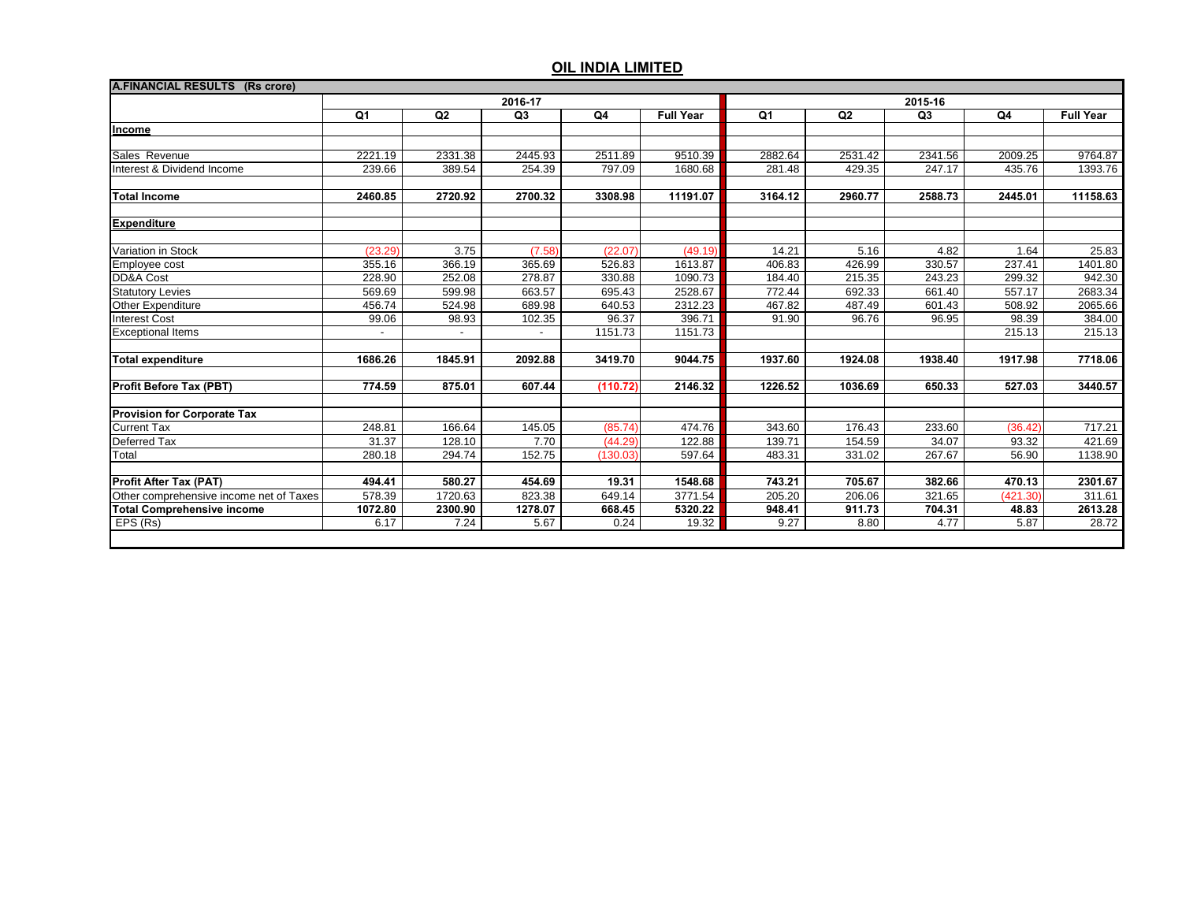# OIL INDIA LIMITED

| A.FINANCIAL RESULTS (Rs crore) | | | | | | | | | | |
|---|---|---|---|---|---|---|---|---|---|---|
| | 2016-17 | | | | | 2015-16 | | | | |
| | Q1 | Q2 | Q3 | Q4 | Full Year | Q1 | Q2 | Q3 | Q4 | Full Year |
| **Income** | | | | | | | | | | |
| Sales Revenue | 2221.19 | 2331.38 | 2445.93 | 2511.89 | 9510.39 | 2882.64 | 2531.42 | 2341.56 | 2009.25 | 9764.87 |
| Interest & Dividend Income | 239.66 | 389.54 | 254.39 | 797.09 | 1680.68 | 281.48 | 429.35 | 247.17 | 435.76 | 1393.76 |
| **Total Income** | **2460.85** | **2720.92** | **2700.32** | **3308.98** | **11191.07** | **3164.12** | **2960.77** | **2588.73** | **2445.01** | **11158.63** |
| **Expenditure** | | | | | | | | | | |
| Variation in Stock | (23.29) | 3.75 | (7.58) | (22.07) | (49.19) | 14.21 | 5.16 | 4.82 | 1.64 | 25.83 |
| Employee cost | 355.16 | 366.19 | 365.69 | 526.83 | 1613.87 | 406.83 | 426.99 | 330.57 | 237.41 | 1401.80 |
| DD&A Cost | 228.90 | 252.08 | 278.87 | 330.88 | 1090.73 | 184.40 | 215.35 | 243.23 | 299.32 | 942.30 |
| Statutory Levies | 569.69 | 599.98 | 663.57 | 695.43 | 2528.67 | 772.44 | 692.33 | 661.40 | 557.17 | 2683.34 |
| Other Expenditure | 456.74 | 524.98 | 689.98 | 640.53 | 2312.23 | 467.82 | 487.49 | 601.43 | 508.92 | 2065.66 |
| Interest Cost | 99.06 | 98.93 | 102.35 | 96.37 | 396.71 | 91.90 | 96.76 | 96.95 | 98.39 | 384.00 |
| Exceptional Items | - | - | - | 1151.73 | 1151.73 | | | | 215.13 | 215.13 |
| **Total expenditure** | **1686.26** | **1845.91** | **2092.88** | **3419.70** | **9044.75** | **1937.60** | **1924.08** | **1938.40** | **1917.98** | **7718.06** |
| **Profit Before Tax (PBT)** | **774.59** | **875.01** | **607.44** | **(110.72)** | **2146.32** | **1226.52** | **1036.69** | **650.33** | **527.03** | **3440.57** |
| **Provision for Corporate Tax** | | | | | | | | | | |
| Current Tax | 248.81 | 166.64 | 145.05 | (85.74) | 474.76 | 343.60 | 176.43 | 233.60 | (36.42) | 717.21 |
| Deferred Tax | 31.37 | 128.10 | 7.70 | (44.29) | 122.88 | 139.71 | 154.59 | 34.07 | 93.32 | 421.69 |
| Total | 280.18 | 294.74 | 152.75 | (130.03) | 597.64 | 483.31 | 331.02 | 267.67 | 56.90 | 1138.90 |
| **Profit After Tax (PAT)** | **494.41** | **580.27** | **454.69** | **19.31** | **1548.68** | **743.21** | **705.67** | **382.66** | **470.13** | **2301.67** |
| Other comprehensive income net of Taxes | 578.39 | 1720.63 | 823.38 | 649.14 | 3771.54 | 205.20 | 206.06 | 321.65 | (421.30) | 311.61 |
| **Total Comprehensive income** | **1072.80** | **2300.90** | **1278.07** | **668.45** | **5320.22** | **948.41** | **911.73** | **704.31** | **48.83** | **2613.28** |
| EPS (Rs) | 6.17 | 7.24 | 5.67 | 0.24 | 19.32 | 9.27 | 8.80 | 4.77 | 5.87 | 28.72 |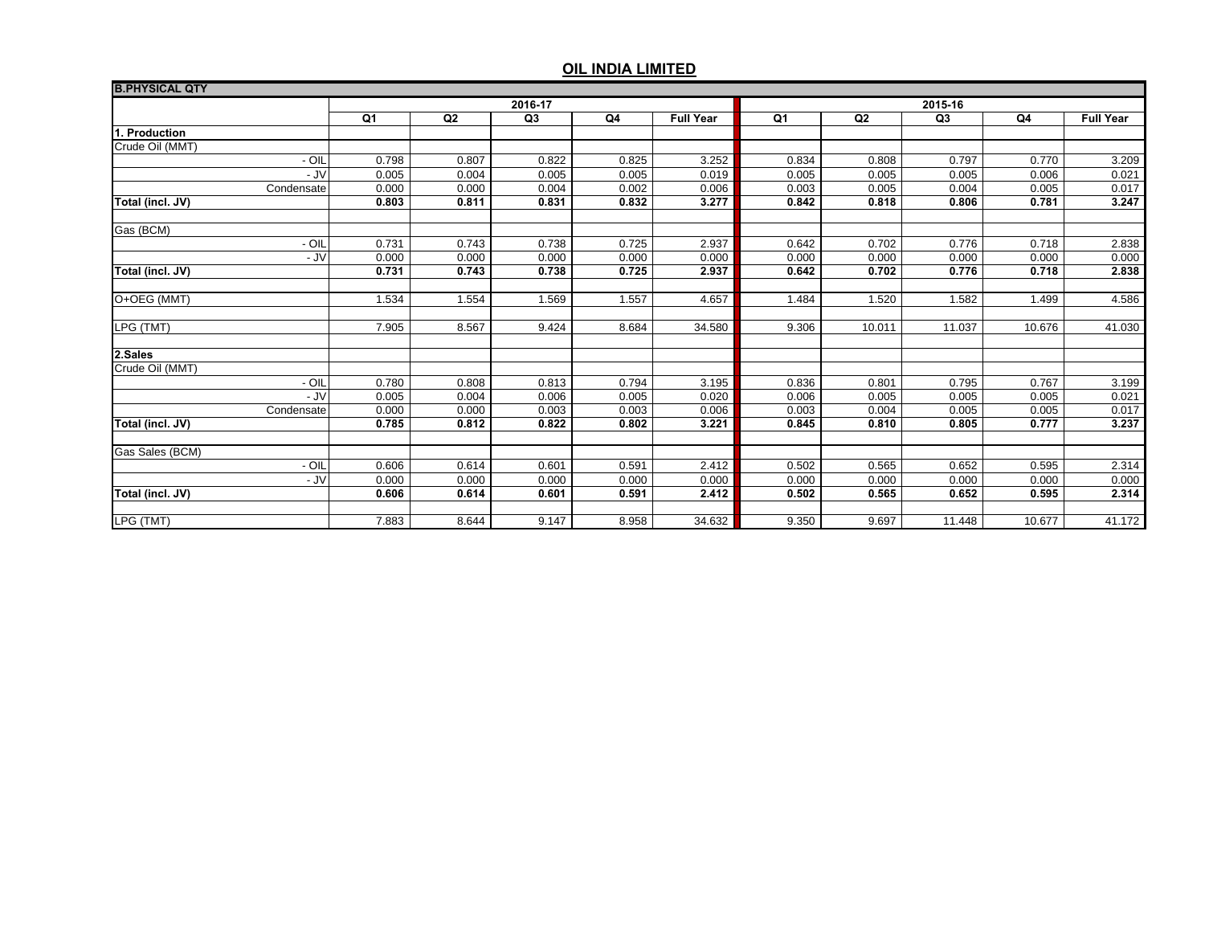## OIL INDIA LIMITED

| B.PHYSICAL QTY | | | | | | | | | | |
|---|---|---|---|---|---|---|---|---|---|---|
| | 2016-17 | | | | | 2015-16 | | | | |
| | Q1 | Q2 | Q3 | Q4 | Full Year | Q1 | Q2 | Q3 | Q4 | Full Year |
| **1. Production** | | | | | | | | | | |
| Crude Oil (MMT) | | | | | | | | | | |
| - OIL | 0.798 | 0.807 | 0.822 | 0.825 | 3.252 | 0.834 | 0.808 | 0.797 | 0.770 | 3.209 |
| - JV | 0.005 | 0.004 | 0.005 | 0.005 | 0.019 | 0.005 | 0.005 | 0.005 | 0.006 | 0.021 |
| Condensate | 0.000 | 0.000 | 0.004 | 0.002 | 0.006 | 0.003 | 0.005 | 0.004 | 0.005 | 0.017 |
| **Total (incl. JV)** | **0.803** | **0.811** | **0.831** | **0.832** | **3.277** | **0.842** | **0.818** | **0.806** | **0.781** | **3.247** |
| | | | | | | | | | | |
| Gas (BCM) | | | | | | | | | | |
| - OIL | 0.731 | 0.743 | 0.738 | 0.725 | 2.937 | 0.642 | 0.702 | 0.776 | 0.718 | 2.838 |
| - JV | 0.000 | 0.000 | 0.000 | 0.000 | 0.000 | 0.000 | 0.000 | 0.000 | 0.000 | 0.000 |
| **Total (incl. JV)** | **0.731** | **0.743** | **0.738** | **0.725** | **2.937** | **0.642** | **0.702** | **0.776** | **0.718** | **2.838** |
| | | | | | | | | | | |
| O+OEG (MMT) | 1.534 | 1.554 | 1.569 | 1.557 | 4.657 | 1.484 | 1.520 | 1.582 | 1.499 | 4.586 |
| | | | | | | | | | | |
| LPG (TMT) | 7.905 | 8.567 | 9.424 | 8.684 | 34.580 | 9.306 | 10.011 | 11.037 | 10.676 | 41.030 |
| | | | | | | | | | | |
| **2.Sales** | | | | | | | | | | |
| Crude Oil (MMT) | | | | | | | | | | |
| - OIL | 0.780 | 0.808 | 0.813 | 0.794 | 3.195 | 0.836 | 0.801 | 0.795 | 0.767 | 3.199 |
| - JV | 0.005 | 0.004 | 0.006 | 0.005 | 0.020 | 0.006 | 0.005 | 0.005 | 0.005 | 0.021 |
| Condensate | 0.000 | 0.000 | 0.003 | 0.003 | 0.006 | 0.003 | 0.004 | 0.005 | 0.005 | 0.017 |
| **Total (incl. JV)** | **0.785** | **0.812** | **0.822** | **0.802** | **3.221** | **0.845** | **0.810** | **0.805** | **0.777** | **3.237** |
| | | | | | | | | | | |
| Gas Sales (BCM) | | | | | | | | | | |
| - OIL | 0.606 | 0.614 | 0.601 | 0.591 | 2.412 | 0.502 | 0.565 | 0.652 | 0.595 | 2.314 |
| - JV | 0.000 | 0.000 | 0.000 | 0.000 | 0.000 | 0.000 | 0.000 | 0.000 | 0.000 | 0.000 |
| **Total (incl. JV)** | **0.606** | **0.614** | **0.601** | **0.591** | **2.412** | **0.502** | **0.565** | **0.652** | **0.595** | **2.314** |
| | | | | | | | | | | |
| LPG (TMT) | 7.883 | 8.644 | 9.147 | 8.958 | 34.632 | 9.350 | 9.697 | 11.448 | 10.677 | 41.172 |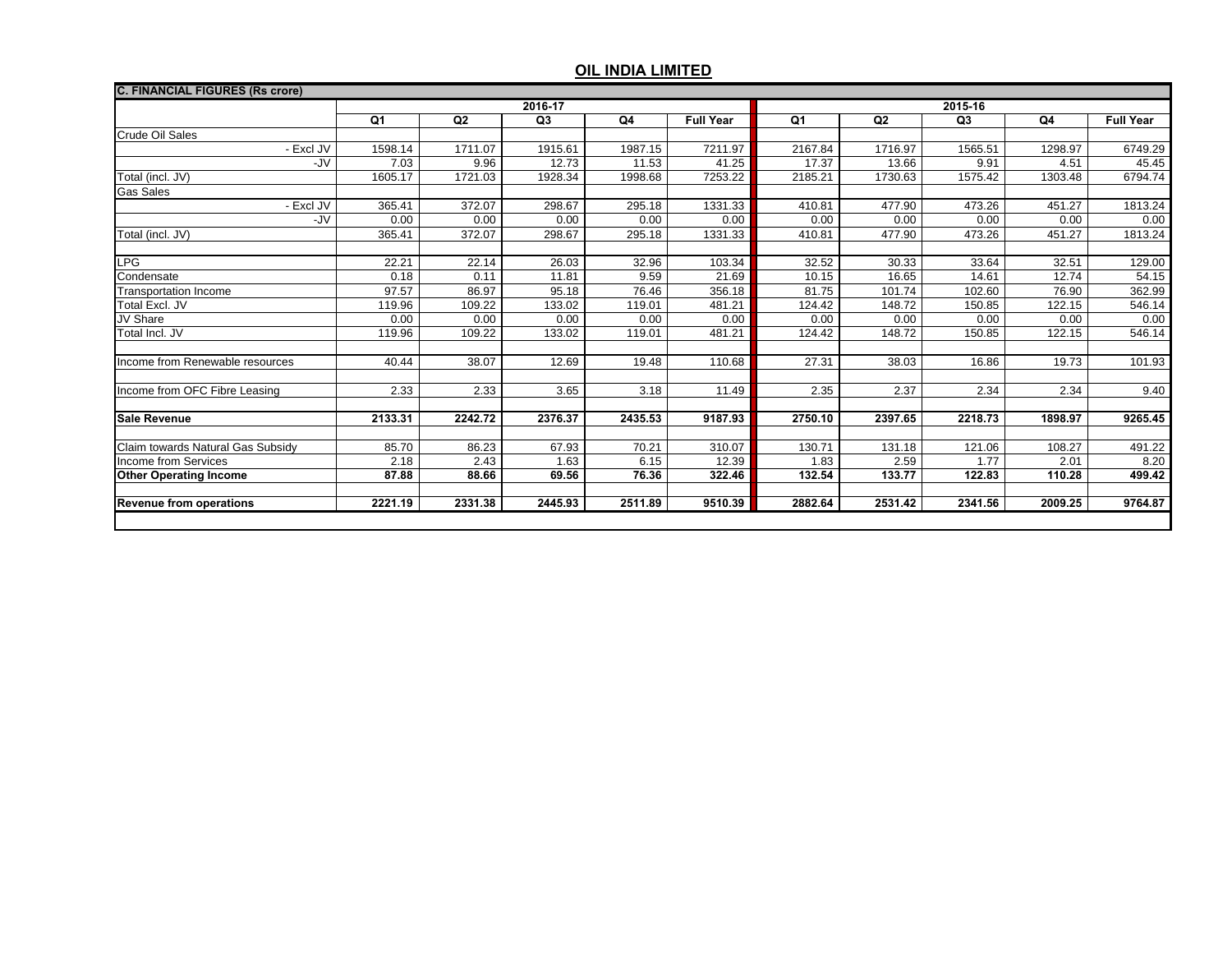# OIL INDIA LIMITED

| C. FINANCIAL FIGURES (Rs crore) | | | | | | | | | | |
|---|---|---|---|---|---|---|---|---|---|---|
| | 2016-17 | | | | | 2015-16 | | | | |
| | Q1 | Q2 | Q3 | Q4 | Full Year | Q1 | Q2 | Q3 | Q4 | Full Year |
| Crude Oil Sales | | | | | | | | | | |
| - Excl JV | 1598.14 | 1711.07 | 1915.61 | 1987.15 | 7211.97 | 2167.84 | 1716.97 | 1565.51 | 1298.97 | 6749.29 |
| -JV | 7.03 | 9.96 | 12.73 | 11.53 | 41.25 | 17.37 | 13.66 | 9.91 | 4.51 | 45.45 |
| Total (incl. JV) | 1605.17 | 1721.03 | 1928.34 | 1998.68 | 7253.22 | 2185.21 | 1730.63 | 1575.42 | 1303.48 | 6794.74 |
| Gas Sales | | | | | | | | | | |
| - Excl JV | 365.41 | 372.07 | 298.67 | 295.18 | 1331.33 | 410.81 | 477.90 | 473.26 | 451.27 | 1813.24 |
| -JV | 0.00 | 0.00 | 0.00 | 0.00 | 0.00 | 0.00 | 0.00 | 0.00 | 0.00 | 0.00 |
| Total (incl. JV) | 365.41 | 372.07 | 298.67 | 295.18 | 1331.33 | 410.81 | 477.90 | 473.26 | 451.27 | 1813.24 |
| | | | | | | | | | | |
| LPG | 22.21 | 22.14 | 26.03 | 32.96 | 103.34 | 32.52 | 30.33 | 33.64 | 32.51 | 129.00 |
| Condensate | 0.18 | 0.11 | 11.81 | 9.59 | 21.69 | 10.15 | 16.65 | 14.61 | 12.74 | 54.15 |
| Transportation Income | 97.57 | 86.97 | 95.18 | 76.46 | 356.18 | 81.75 | 101.74 | 102.60 | 76.90 | 362.99 |
| Total Excl. JV | 119.96 | 109.22 | 133.02 | 119.01 | 481.21 | 124.42 | 148.72 | 150.85 | 122.15 | 546.14 |
| JV Share | 0.00 | 0.00 | 0.00 | 0.00 | 0.00 | 0.00 | 0.00 | 0.00 | 0.00 | 0.00 |
| Total Incl. JV | 119.96 | 109.22 | 133.02 | 119.01 | 481.21 | 124.42 | 148.72 | 150.85 | 122.15 | 546.14 |
| | | | | | | | | | | |
| Income from Renewable resources | 40.44 | 38.07 | 12.69 | 19.48 | 110.68 | 27.31 | 38.03 | 16.86 | 19.73 | 101.93 |
| | | | | | | | | | | |
| Income from OFC Fibre Leasing | 2.33 | 2.33 | 3.65 | 3.18 | 11.49 | 2.35 | 2.37 | 2.34 | 2.34 | 9.40 |
| | | | | | | | | | | |
| **Sale Revenue** | **2133.31** | **2242.72** | **2376.37** | **2435.53** | **9187.93** | **2750.10** | **2397.65** | **2218.73** | **1898.97** | **9265.45** |
| | | | | | | | | | | |
| Claim towards Natural Gas Subsidy | 85.70 | 86.23 | 67.93 | 70.21 | 310.07 | 130.71 | 131.18 | 121.06 | 108.27 | 491.22 |
| Income from Services | 2.18 | 2.43 | 1.63 | 6.15 | 12.39 | 1.83 | 2.59 | 1.77 | 2.01 | 8.20 |
| **Other Operating Income** | **87.88** | **88.66** | **69.56** | **76.36** | **322.46** | **132.54** | **133.77** | **122.83** | **110.28** | **499.42** |
| | | | | | | | | | | |
| **Revenue from operations** | **2221.19** | **2331.38** | **2445.93** | **2511.89** | **9510.39** | **2882.64** | **2531.42** | **2341.56** | **2009.25** | **9764.87** |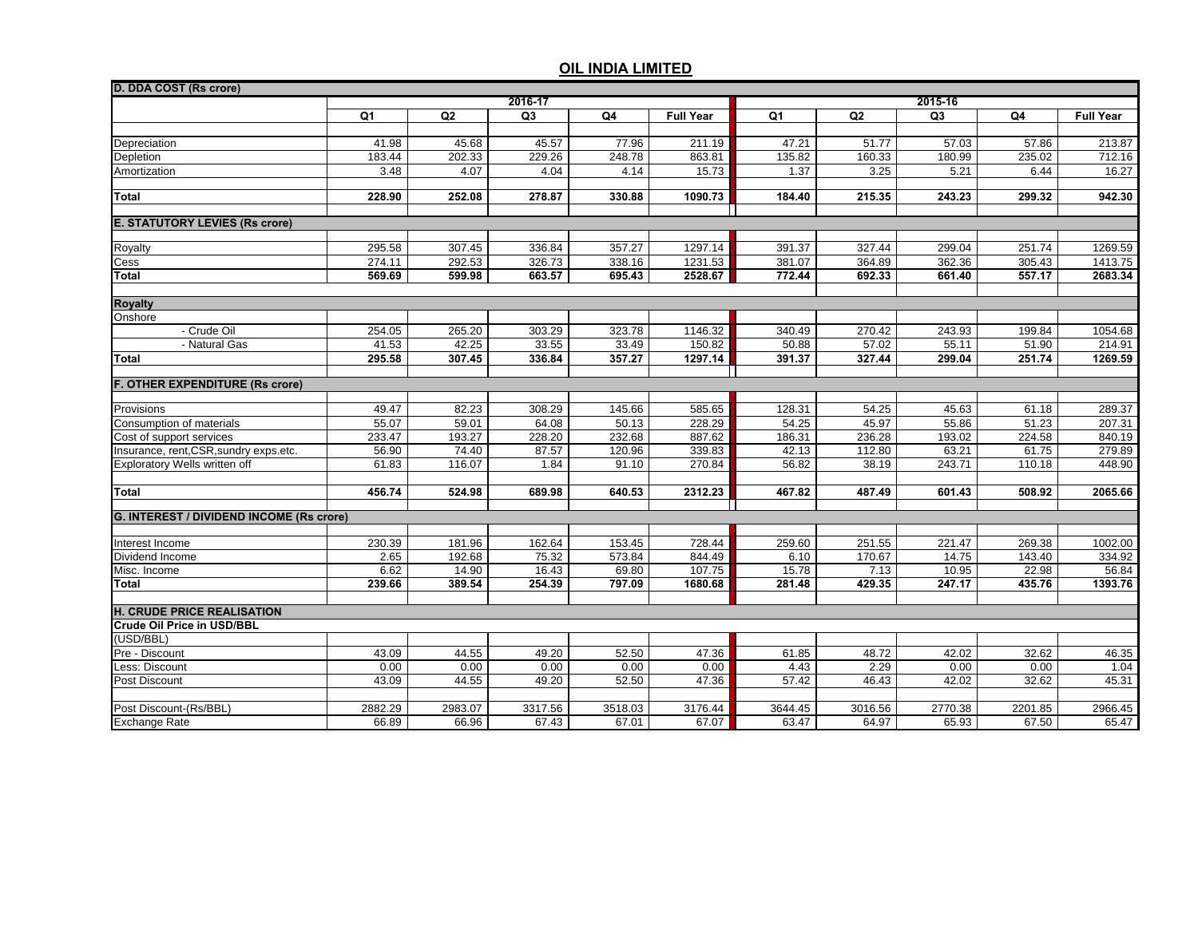## OIL INDIA LIMITED

| D. DDA COST (Rs crore) | 2016-17 | | | | | 2015-16 | | | | |
|---|---|---|---|---|---|---|---|---|---|---|
| | Q1 | Q2 | Q3 | Q4 | Full Year | Q1 | Q2 | Q3 | Q4 | Full Year |
| Depreciation | 41.98 | 45.68 | 45.57 | 77.96 | 211.19 | 47.21 | 51.77 | 57.03 | 57.86 | 213.87 |
| Depletion | 183.44 | 202.33 | 229.26 | 248.78 | 863.81 | 135.82 | 160.33 | 180.99 | 235.02 | 712.16 |
| Amortization | 3.48 | 4.07 | 4.04 | 4.14 | 15.73 | 1.37 | 3.25 | 5.21 | 6.44 | 16.27 |
| **Total** | **228.90** | **252.08** | **278.87** | **330.88** | **1090.73** | **184.40** | **215.35** | **243.23** | **299.32** | **942.30** |
| **E. STATUTORY LEVIES (Rs crore)** | | | | | | | | | | |
| Royalty | 295.58 | 307.45 | 336.84 | 357.27 | 1297.14 | 391.37 | 327.44 | 299.04 | 251.74 | 1269.59 |
| Cess | 274.11 | 292.53 | 326.73 | 338.16 | 1231.53 | 381.07 | 364.89 | 362.36 | 305.43 | 1413.75 |
| **Total** | **569.69** | **599.98** | **663.57** | **695.43** | **2528.67** | **772.44** | **692.33** | **661.40** | **557.17** | **2683.34** |
| **Royalty** | | | | | | | | | | |
| Onshore | | | | | | | | | | |
| - Crude Oil | 254.05 | 265.20 | 303.29 | 323.78 | 1146.32 | 340.49 | 270.42 | 243.93 | 199.84 | 1054.68 |
| - Natural Gas | 41.53 | 42.25 | 33.55 | 33.49 | 150.82 | 50.88 | 57.02 | 55.11 | 51.90 | 214.91 |
| **Total** | **295.58** | **307.45** | **336.84** | **357.27** | **1297.14** | **391.37** | **327.44** | **299.04** | **251.74** | **1269.59** |
| **F. OTHER EXPENDITURE (Rs crore)** | | | | | | | | | | |
| Provisions | 49.47 | 82.23 | 308.29 | 145.66 | 585.65 | 128.31 | 54.25 | 45.63 | 61.18 | 289.37 |
| Consumption of materials | 55.07 | 59.01 | 64.08 | 50.13 | 228.29 | 54.25 | 45.97 | 55.86 | 51.23 | 207.31 |
| Cost of support services | 233.47 | 193.27 | 228.20 | 232.68 | 887.62 | 186.31 | 236.28 | 193.02 | 224.58 | 840.19 |
| Insurance, rent,CSR,sundry exps.etc. | 56.90 | 74.40 | 87.57 | 120.96 | 339.83 | 42.13 | 112.80 | 63.21 | 61.75 | 279.89 |
| Exploratory Wells written off | 61.83 | 116.07 | 1.84 | 91.10 | 270.84 | 56.82 | 38.19 | 243.71 | 110.18 | 448.90 |
| **Total** | **456.74** | **524.98** | **689.98** | **640.53** | **2312.23** | **467.82** | **487.49** | **601.43** | **508.92** | **2065.66** |
| **G. INTEREST / DIVIDEND INCOME (Rs crore)** | | | | | | | | | | |
| Interest Income | 230.39 | 181.96 | 162.64 | 153.45 | 728.44 | 259.60 | 251.55 | 221.47 | 269.38 | 1002.00 |
| Dividend Income | 2.65 | 192.68 | 75.32 | 573.84 | 844.49 | 6.10 | 170.67 | 14.75 | 143.40 | 334.92 |
| Misc. Income | 6.62 | 14.90 | 16.43 | 69.80 | 107.75 | 15.78 | 7.13 | 10.95 | 22.98 | 56.84 |
| **Total** | **239.66** | **389.54** | **254.39** | **797.09** | **1680.68** | **281.48** | **429.35** | **247.17** | **435.76** | **1393.76** |
| **H. CRUDE PRICE REALISATION** | | | | | | | | | | |
| **Crude Oil Price in USD/BBL** | | | | | | | | | | |
| (USD/BBL) | | | | | | | | | | |
| Pre - Discount | 43.09 | 44.55 | 49.20 | 52.50 | 47.36 | 61.85 | 48.72 | 42.02 | 32.62 | 46.35 |
| Less: Discount | 0.00 | 0.00 | 0.00 | 0.00 | 0.00 | 4.43 | 2.29 | 0.00 | 0.00 | 1.04 |
| Post Discount | 43.09 | 44.55 | 49.20 | 52.50 | 47.36 | 57.42 | 46.43 | 42.02 | 32.62 | 45.31 |
| Post Discount-(Rs/BBL) | 2882.29 | 2983.07 | 3317.56 | 3518.03 | 3176.44 | 3644.45 | 3016.56 | 2770.38 | 2201.85 | 2966.45 |
| Exchange Rate | 66.89 | 66.96 | 67.43 | 67.01 | 67.07 | 63.47 | 64.97 | 65.93 | 67.50 | 65.47 |